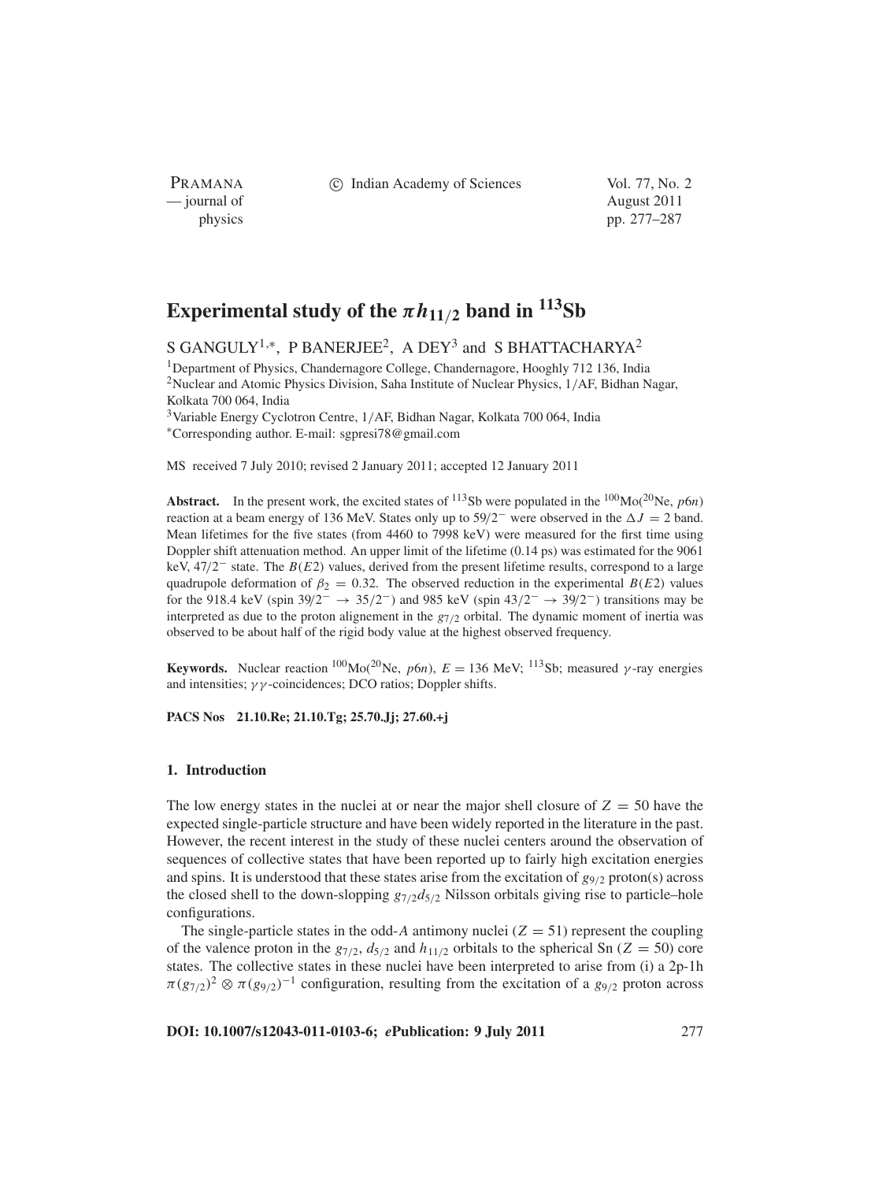# Experimental study of the $\pi h_{11/2}$ band in $^{113}$Sb

S GANGULY[1,*], P BANERJEE[2], A DEY[3] and S BHATTACHARYA[2]

[1]Department of Physics, Chandernagore College, Chandernagore, Hooghly 712 136, India
[2]Nuclear and Atomic Physics Division, Saha Institute of Nuclear Physics, 1/AF, Bidhan Nagar, Kolkata 700 064, India
[3]Variable Energy Cyclotron Centre, 1/AF, Bidhan Nagar, Kolkata 700 064, India
[*]Corresponding author. E-mail: sgpresi78@gmail.com

MS received 7 July 2010; revised 2 January 2011; accepted 12 January 2011

**Abstract.** In the present work, the excited states of $^{113}$Sb were populated in the $^{100}$Mo($^{20}$Ne, $p6n$) reaction at a beam energy of 136 MeV. States only up to $59/2^-$ were observed in the $\Delta J = 2$ band. Mean lifetimes for the five states (from 4460 to 7998 keV) were measured for the first time using Doppler shift attenuation method. An upper limit of the lifetime (0.14 ps) was estimated for the 9061 keV, $47/2^-$ state. The $B(E2)$ values, derived from the present lifetime results, correspond to a large quadrupole deformation of $\beta_2 = 0.32$. The observed reduction in the experimental $B(E2)$ values for the 918.4 keV (spin $39/2^- \rightarrow 35/2^-$) and 985 keV (spin $43/2^- \rightarrow 39/2^-$) transitions may be interpreted as due to the proton alignement in the $g_{7/2}$ orbital. The dynamic moment of inertia was observed to be about half of the rigid body value at the highest observed frequency.

**Keywords.** Nuclear reaction $^{100}$Mo($^{20}$Ne, $p6n$), $E = 136$ MeV; $^{113}$Sb; measured $\gamma$-ray energies and intensities; $\gamma\gamma$-coincidences; DCO ratios; Doppler shifts.

**PACS Nos** 21.10.Re; 21.10.Tg; 25.70.Jj; 27.60.+j

## 1. Introduction

The low energy states in the nuclei at or near the major shell closure of $Z = 50$ have the expected single-particle structure and have been widely reported in the literature in the past. However, the recent interest in the study of these nuclei centers around the observation of sequences of collective states that have been reported up to fairly high excitation energies and spins. It is understood that these states arise from the excitation of $g_{9/2}$ proton(s) across the closed shell to the down-slopping $g_{7/2}d_{5/2}$ Nilsson orbitals giving rise to particle–hole configurations.

The single-particle states in the odd-$A$ antimony nuclei ($Z = 51$) represent the coupling of the valence proton in the $g_{7/2}$, $d_{5/2}$ and $h_{11/2}$ orbitals to the spherical Sn ($Z = 50$) core states. The collective states in these nuclei have been interpreted to arise from (i) a 2p-1h $\pi(g_{7/2})^2 \otimes \pi(g_{9/2})^{-1}$ configuration, resulting from the excitation of a $g_{9/2}$ proton across

**DOI: 10.1007/s12043-011-0103-6; *e*Publication: 9 July 2011**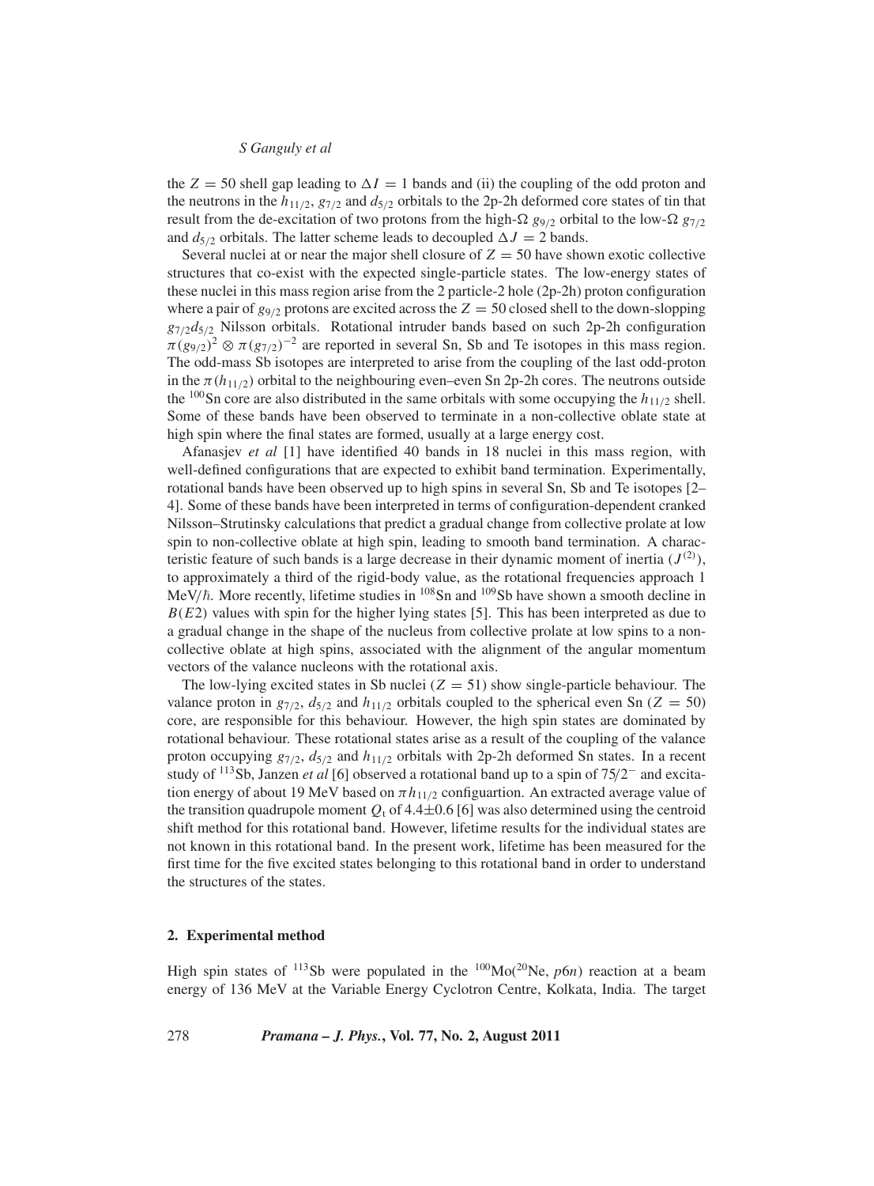the $Z = 50$ shell gap leading to $\Delta I = 1$ bands and (ii) the coupling of the odd proton and the neutrons in the $h_{11/2}$, $g_{7/2}$ and $d_{5/2}$ orbitals to the 2p-2h deformed core states of tin that result from the de-excitation of two protons from the high-$\Omega$ $g_{9/2}$ orbital to the low-$\Omega$ $g_{7/2}$ and $d_{5/2}$ orbitals. The latter scheme leads to decoupled $\Delta J = 2$ bands.

Several nuclei at or near the major shell closure of $Z = 50$ have shown exotic collective structures that co-exist with the expected single-particle states. The low-energy states of these nuclei in this mass region arise from the 2 particle-2 hole (2p-2h) proton configuration where a pair of $g_{9/2}$ protons are excited across the $Z = 50$ closed shell to the down-slopping $g_{7/2}d_{5/2}$ Nilsson orbitals. Rotational intruder bands based on such 2p-2h configuration $\pi(g_{9/2})^2 \otimes \pi(g_{7/2})^{-2}$ are reported in several Sn, Sb and Te isotopes in this mass region. The odd-mass Sb isotopes are interpreted to arise from the coupling of the last odd-proton in the $\pi(h_{11/2})$ orbital to the neighbouring even–even Sn 2p-2h cores. The neutrons outside the $^{100}$Sn core are also distributed in the same orbitals with some occupying the $h_{11/2}$ shell. Some of these bands have been observed to terminate in a non-collective oblate state at high spin where the final states are formed, usually at a large energy cost.

Afanasjev *et al* [1] have identified 40 bands in 18 nuclei in this mass region, with well-defined configurations that are expected to exhibit band termination. Experimentally, rotational bands have been observed up to high spins in several Sn, Sb and Te isotopes [2–4]. Some of these bands have been interpreted in terms of configuration-dependent cranked Nilsson–Strutinsky calculations that predict a gradual change from collective prolate at low spin to non-collective oblate at high spin, leading to smooth band termination. A characteristic feature of such bands is a large decrease in their dynamic moment of inertia ($J^{(2)}$), to approximately a third of the rigid-body value, as the rotational frequencies approach 1 MeV/$\hbar$. More recently, lifetime studies in $^{108}$Sn and $^{109}$Sb have shown a smooth decline in $B(E2)$ values with spin for the higher lying states [5]. This has been interpreted as due to a gradual change in the shape of the nucleus from collective prolate at low spins to a non-collective oblate at high spins, associated with the alignment of the angular momentum vectors of the valance nucleons with the rotational axis.

The low-lying excited states in Sb nuclei ($Z = 51$) show single-particle behaviour. The valance proton in $g_{7/2}$, $d_{5/2}$ and $h_{11/2}$ orbitals coupled to the spherical even Sn ($Z = 50$) core, are responsible for this behaviour. However, the high spin states are dominated by rotational behaviour. These rotational states arise as a result of the coupling of the valance proton occupying $g_{7/2}$, $d_{5/2}$ and $h_{11/2}$ orbitals with 2p-2h deformed Sn states. In a recent study of $^{113}$Sb, Janzen *et al* [6] observed a rotational band up to a spin of $75/2^-$ and excitation energy of about 19 MeV based on $\pi h_{11/2}$ configuartion. An extracted average value of the transition quadrupole moment $Q_t$ of $4.4\pm0.6$ [6] was also determined using the centroid shift method for this rotational band. However, lifetime results for the individual states are not known in this rotational band. In the present work, lifetime has been measured for the first time for the five excited states belonging to this rotational band in order to understand the structures of the states.

## 2. Experimental method

High spin states of $^{113}$Sb were populated in the $^{100}$Mo($^{20}$Ne, $p6n$) reaction at a beam energy of 136 MeV at the Variable Energy Cyclotron Centre, Kolkata, India. The target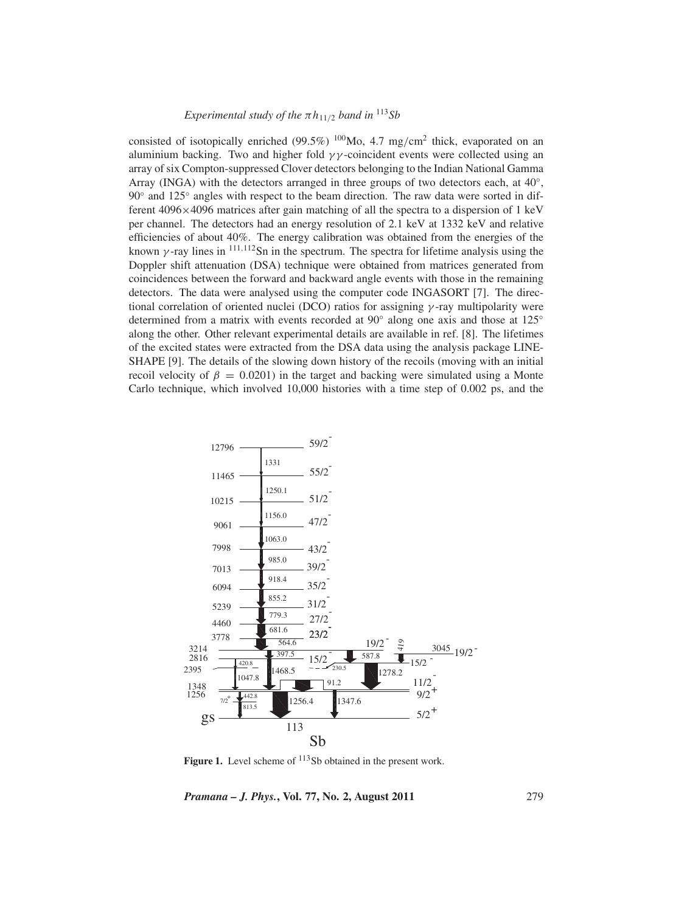consisted of isotopically enriched (99.5%) $^{100}$Mo, 4.7 mg/cm$^2$ thick, evaporated on an aluminium backing. Two and higher fold $\gamma\gamma$-coincident events were collected using an array of six Compton-suppressed Clover detectors belonging to the Indian National Gamma Array (INGA) with the detectors arranged in three groups of two detectors each, at 40°, 90° and 125° angles with respect to the beam direction. The raw data were sorted in different 4096×4096 matrices after gain matching of all the spectra to a dispersion of 1 keV per channel. The detectors had an energy resolution of 2.1 keV at 1332 keV and relative efficiencies of about 40%. The energy calibration was obtained from the energies of the known $\gamma$-ray lines in $^{111,112}$Sn in the spectrum. The spectra for lifetime analysis using the Doppler shift attenuation (DSA) technique were obtained from matrices generated from coincidences between the forward and backward angle events with those in the remaining detectors. The data were analysed using the computer code INGASORT [7]. The directional correlation of oriented nuclei (DCO) ratios for assigning $\gamma$-ray multipolarity were determined from a matrix with events recorded at 90° along one axis and those at 125° along the other. Other relevant experimental details are available in ref. [8]. The lifetimes of the excited states were extracted from the DSA data using the analysis package LINESHAPE [9]. The details of the slowing down history of the recoils (moving with an initial recoil velocity of $\beta = 0.0201$) in the target and backing were simulated using a Monte Carlo technique, which involved 10,000 histories with a time step of 0.002 ps, and the

**Figure 1.** Level scheme of $^{113}$Sb obtained in the present work.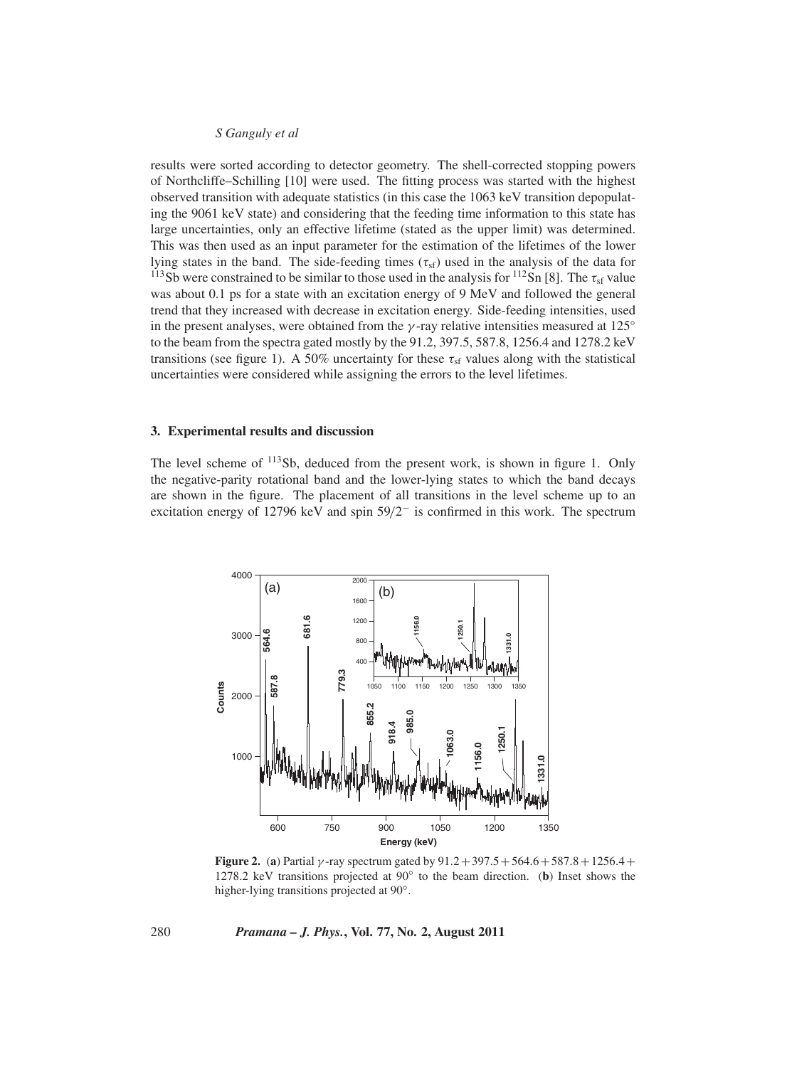results were sorted according to detector geometry. The shell-corrected stopping powers of Northcliffe–Schilling [10] were used. The fitting process was started with the highest observed transition with adequate statistics (in this case the 1063 keV transition depopulating the 9061 keV state) and considering that the feeding time information to this state has large uncertainties, only an effective lifetime (stated as the upper limit) was determined. This was then used as an input parameter for the estimation of the lifetimes of the lower lying states in the band. The side-feeding times ($\tau_{sf}$) used in the analysis of the data for $^{113}$Sb were constrained to be similar to those used in the analysis for $^{112}$Sn [8]. The $\tau_{sf}$ value was about 0.1 ps for a state with an excitation energy of 9 MeV and followed the general trend that they increased with decrease in excitation energy. Side-feeding intensities, used in the present analyses, were obtained from the $\gamma$-ray relative intensities measured at 125° to the beam from the spectra gated mostly by the 91.2, 397.5, 587.8, 1256.4 and 1278.2 keV transitions (see figure 1). A 50% uncertainty for these $\tau_{sf}$ values along with the statistical uncertainties were considered while assigning the errors to the level lifetimes.

## 3. Experimental results and discussion

The level scheme of $^{113}$Sb, deduced from the present work, is shown in figure 1. Only the negative-parity rotational band and the lower-lying states to which the band decays are shown in the figure. The placement of all transitions in the level scheme up to an excitation energy of 12796 keV and spin $59/2^-$ is confirmed in this work. The spectrum

**Figure 2.** (**a**) Partial $\gamma$-ray spectrum gated by $91.2 + 397.5 + 564.6 + 587.8 + 1256.4 + 1278.2$ keV transitions projected at 90° to the beam direction. (**b**) Inset shows the higher-lying transitions projected at 90°.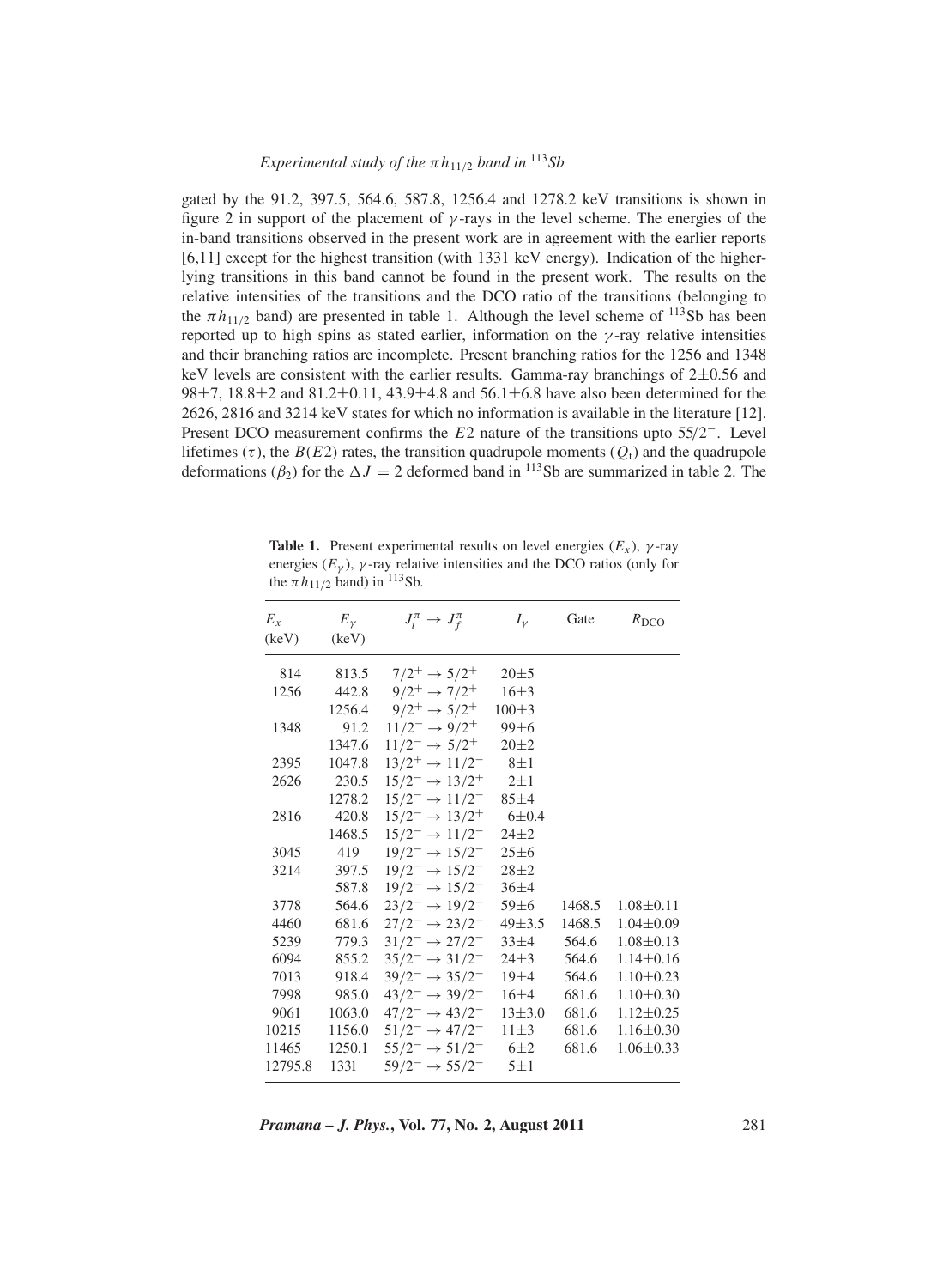gated by the 91.2, 397.5, 564.6, 587.8, 1256.4 and 1278.2 keV transitions is shown in figure 2 in support of the placement of $\gamma$-rays in the level scheme. The energies of the in-band transitions observed in the present work are in agreement with the earlier reports [6,11] except for the highest transition (with 1331 keV energy). Indication of the higher-lying transitions in this band cannot be found in the present work. The results on the relative intensities of the transitions and the DCO ratio of the transitions (belonging to the $\pi h_{11/2}$ band) are presented in table 1. Although the level scheme of $^{113}$Sb has been reported up to high spins as stated earlier, information on the $\gamma$-ray relative intensities and their branching ratios are incomplete. Present branching ratios for the 1256 and 1348 keV levels are consistent with the earlier results. Gamma-ray branchings of 2±0.56 and 98±7, 18.8±2 and 81.2±0.11, 43.9±4.8 and 56.1±6.8 have also been determined for the 2626, 2816 and 3214 keV states for which no information is available in the literature [12]. Present DCO measurement confirms the $E2$ nature of the transitions upto $55/2^-$. Level lifetimes ($\tau$), the $B(E2)$ rates, the transition quadrupole moments ($Q_t$) and the quadrupole deformations ($\beta_2$) for the $\Delta J = 2$ deformed band in $^{113}$Sb are summarized in table 2. The

**Table 1.** Present experimental results on level energies ($E_x$), $\gamma$-ray energies ($E_\gamma$), $\gamma$-ray relative intensities and the DCO ratios (only for the $\pi h_{11/2}$ band) in $^{113}$Sb.

| $E_x$ (keV) | $E_\gamma$ (keV) | $J_i^\pi \rightarrow J_f^\pi$ | $I_\gamma$ | Gate | $R_{\mathrm{DCO}}$ |
|---|---|---|---|---|---|
| 814 | 813.5 | $7/2^+ \rightarrow 5/2^+$ | 20±5 | | |
| 1256 | 442.8 | $9/2^+ \rightarrow 7/2^+$ | 16±3 | | |
| | 1256.4 | $9/2^+ \rightarrow 5/2^+$ | 100±3 | | |
| 1348 | 91.2 | $11/2^- \rightarrow 9/2^+$ | 99±6 | | |
| | 1347.6 | $11/2^- \rightarrow 5/2^+$ | 20±2 | | |
| 2395 | 1047.8 | $13/2^+ \rightarrow 11/2^-$ | 8±1 | | |
| 2626 | 230.5 | $15/2^- \rightarrow 13/2^+$ | 2±1 | | |
| | 1278.2 | $15/2^- \rightarrow 11/2^-$ | 85±4 | | |
| 2816 | 420.8 | $15/2^- \rightarrow 13/2^+$ | 6±0.4 | | |
| | 1468.5 | $15/2^- \rightarrow 11/2^-$ | 24±2 | | |
| 3045 | 419 | $19/2^- \rightarrow 15/2^-$ | 25±6 | | |
| 3214 | 397.5 | $19/2^- \rightarrow 15/2^-$ | 28±2 | | |
| | 587.8 | $19/2^- \rightarrow 15/2^-$ | 36±4 | | |
| 3778 | 564.6 | $23/2^- \rightarrow 19/2^-$ | 59±6 | 1468.5 | 1.08±0.11 |
| 4460 | 681.6 | $27/2^- \rightarrow 23/2^-$ | 49±3.5 | 1468.5 | 1.04±0.09 |
| 5239 | 779.3 | $31/2^- \rightarrow 27/2^-$ | 33±4 | 564.6 | 1.08±0.13 |
| 6094 | 855.2 | $35/2^- \rightarrow 31/2^-$ | 24±3 | 564.6 | 1.14±0.16 |
| 7013 | 918.4 | $39/2^- \rightarrow 35/2^-$ | 19±4 | 564.6 | 1.10±0.23 |
| 7998 | 985.0 | $43/2^- \rightarrow 39/2^-$ | 16±4 | 681.6 | 1.10±0.30 |
| 9061 | 1063.0 | $47/2^- \rightarrow 43/2^-$ | 13±3.0 | 681.6 | 1.12±0.25 |
| 10215 | 1156.0 | $51/2^- \rightarrow 47/2^-$ | 11±3 | 681.6 | 1.16±0.30 |
| 11465 | 1250.1 | $55/2^- \rightarrow 51/2^-$ | 6±2 | 681.6 | 1.06±0.33 |
| 12795.8 | 1331 | $59/2^- \rightarrow 55/2^-$ | 5±1 | | |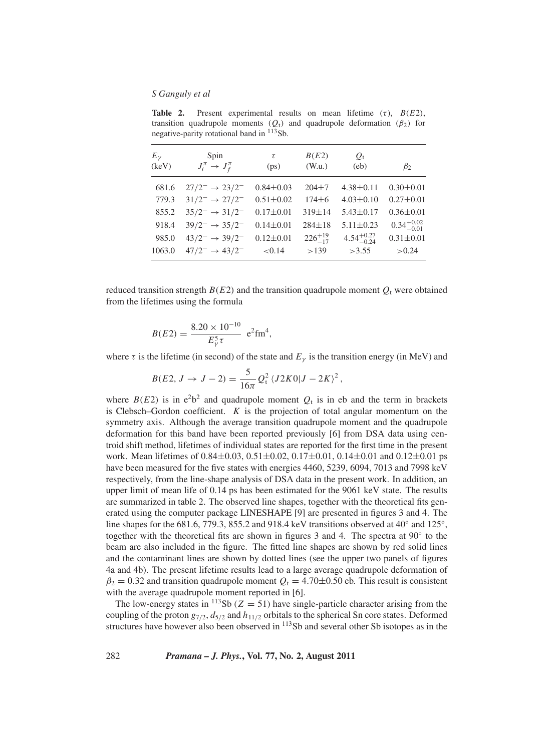**Table 2.** Present experimental results on mean lifetime ($\tau$), $B(E2)$, transition quadrupole moments ($Q_t$) and quadrupole deformation ($\beta_2$) for negative-parity rotational band in $^{113}$Sb.

| $E_\gamma$ (keV) | Spin $J_i^\pi \rightarrow J_f^\pi$ | $\tau$ (ps) | $B(E2)$ (W.u.) | $Q_t$ (eb) | $\beta_2$ |
|---|---|---|---|---|---|
| 681.6 | $27/2^- \rightarrow 23/2^-$ | 0.84±0.03 | 204±7 | 4.38±0.11 | 0.30±0.01 |
| 779.3 | $31/2^- \rightarrow 27/2^-$ | 0.51±0.02 | 174±6 | 4.03±0.10 | 0.27±0.01 |
| 855.2 | $35/2^- \rightarrow 31/2^-$ | 0.17±0.01 | 319±14 | 5.43±0.17 | 0.36±0.01 |
| 918.4 | $39/2^- \rightarrow 35/2^-$ | 0.14±0.01 | 284±18 | 5.11±0.23 | $0.34^{+0.02}_{-0.01}$ |
| 985.0 | $43/2^- \rightarrow 39/2^-$ | 0.12±0.01 | $226^{+19}_{-17}$ | $4.54^{+0.27}_{-0.24}$ | 0.31±0.01 |
| 1063.0 | $47/2^- \rightarrow 43/2^-$ | <0.14 | >139 | >3.55 | >0.24 |

reduced transition strength $B(E2)$ and the transition quadrupole moment $Q_t$ were obtained from the lifetimes using the formula

$$B(E2) = \frac{8.20 \times 10^{-10}}{E_\gamma^5 \tau} \ \mathrm{e^2 fm^4},$$

where $\tau$ is the lifetime (in second) of the state and $E_\gamma$ is the transition energy (in MeV) and

$$B(E2, J \rightarrow J-2) = \frac{5}{16\pi} Q_t^2 \langle J2K0|J-2K\rangle^2,$$

where $B(E2)$ is in e$^2$b$^2$ and quadrupole moment $Q_t$ is in eb and the term in brackets is Clebsch–Gordon coefficient. $K$ is the projection of total angular momentum on the symmetry axis. Although the average transition quadrupole moment and the quadrupole deformation for this band have been reported previously [6] from DSA data using centroid shift method, lifetimes of individual states are reported for the first time in the present work. Mean lifetimes of 0.84±0.03, 0.51±0.02, 0.17±0.01, 0.14±0.01 and 0.12±0.01 ps have been measured for the five states with energies 4460, 5239, 6094, 7013 and 7998 keV respectively, from the line-shape analysis of DSA data in the present work. In addition, an upper limit of mean life of 0.14 ps has been estimated for the 9061 keV state. The results are summarized in table 2. The observed line shapes, together with the theoretical fits generated using the computer package LINESHAPE [9] are presented in figures 3 and 4. The line shapes for the 681.6, 779.3, 855.2 and 918.4 keV transitions observed at 40° and 125°, together with the theoretical fits are shown in figures 3 and 4. The spectra at 90° to the beam are also included in the figure. The fitted line shapes are shown by red solid lines and the contaminant lines are shown by dotted lines (see the upper two panels of figures 4a and 4b). The present lifetime results lead to a large average quadrupole deformation of $\beta_2 = 0.32$ and transition quadrupole moment $Q_t = 4.70 \pm 0.50$ eb. This result is consistent with the average quadrupole moment reported in [6].

The low-energy states in $^{113}$Sb ($Z = 51$) have single-particle character arising from the coupling of the proton $g_{7/2}$, $d_{5/2}$ and $h_{11/2}$ orbitals to the spherical Sn core states. Deformed structures have however also been observed in $^{113}$Sb and several other Sb isotopes as in the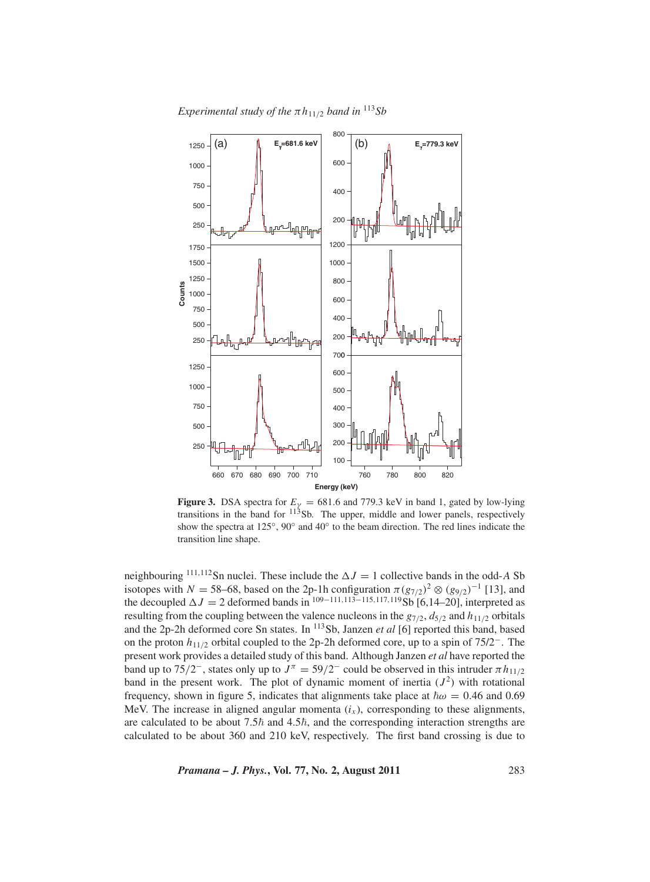Figure 3. DSA spectra for $E_\gamma = 681.6$ and 779.3 keV in band 1, gated by low-lying transitions in the band for $^{113}$Sb. The upper, middle and lower panels, respectively show the spectra at 125°, 90° and 40° to the beam direction. The red lines indicate the transition line shape.

neighbouring $^{111,112}$Sn nuclei. These include the $\Delta J = 1$ collective bands in the odd-$A$ Sb isotopes with $N = 58$–68, based on the 2p-1h configuration $\pi(g_{7/2})^2 \otimes (g_{9/2})^{-1}$ [13], and the decoupled $\Delta J = 2$ deformed bands in $^{109-111,113-115,117,119}$Sb [6,14–20], interpreted as resulting from the coupling between the valence nucleons in the $g_{7/2}$, $d_{5/2}$ and $h_{11/2}$ orbitals and the 2p-2h deformed core Sn states. In $^{113}$Sb, Janzen *et al* [6] reported this band, based on the proton $h_{11/2}$ orbital coupled to the 2p-2h deformed core, up to a spin of 75/2$^-$. The present work provides a detailed study of this band. Although Janzen *et al* have reported the band up to 75/2$^-$, states only up to $J^\pi = 59/2^-$ could be observed in this intruder $\pi h_{11/2}$ band in the present work. The plot of dynamic moment of inertia ($J^2$) with rotational frequency, shown in figure 5, indicates that alignments take place at $\hbar\omega = 0.46$ and 0.69 MeV. The increase in aligned angular momenta ($i_x$), corresponding to these alignments, are calculated to be about 7.5$\hbar$ and 4.5$\hbar$, and the corresponding interaction strengths are calculated to be about 360 and 210 keV, respectively. The first band crossing is due to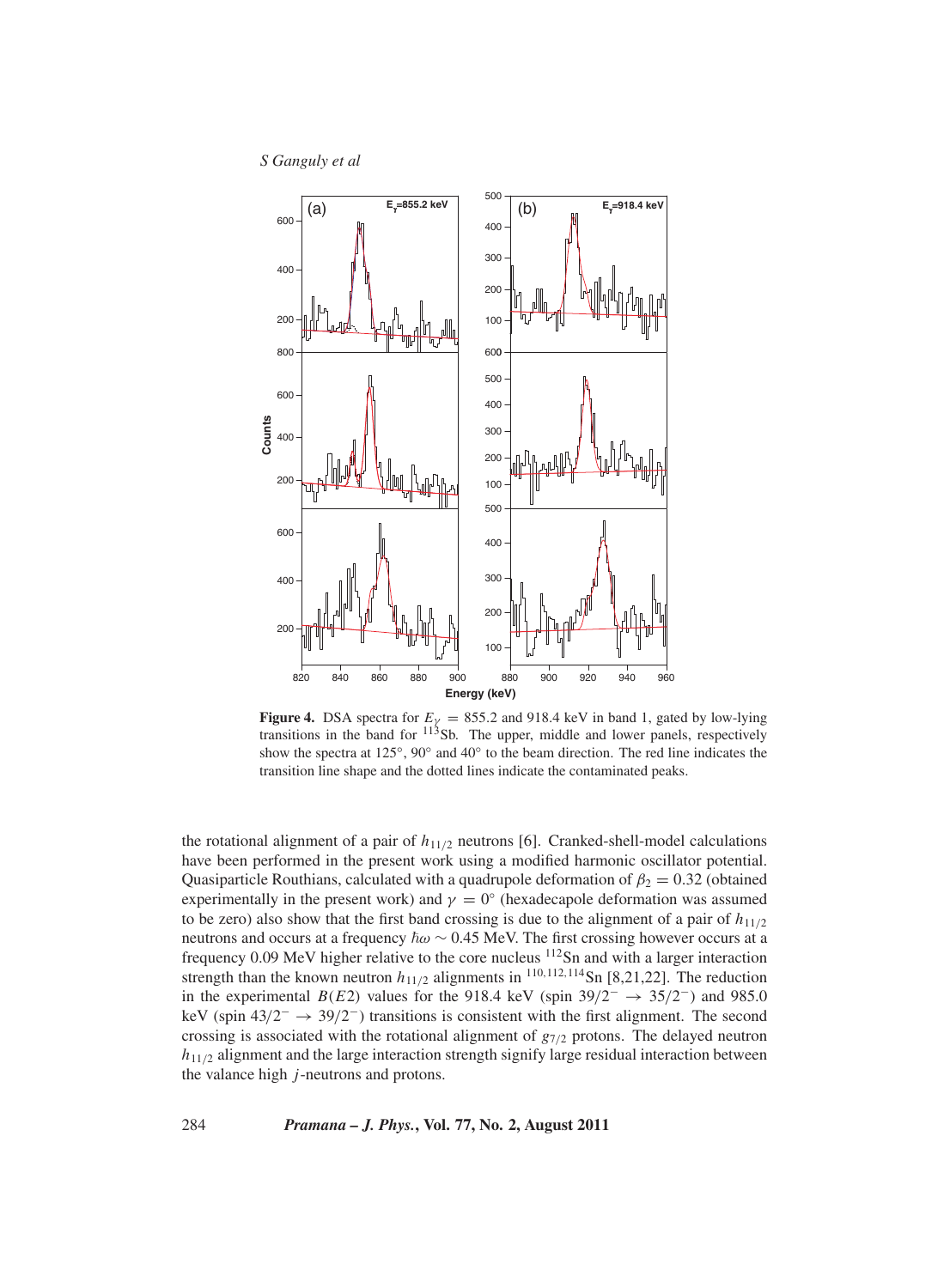**Figure 4.** DSA spectra for $E_\gamma = 855.2$ and 918.4 keV in band 1, gated by low-lying transitions in the band for $^{113}$Sb. The upper, middle and lower panels, respectively show the spectra at 125°, 90° and 40° to the beam direction. The red line indicates the transition line shape and the dotted lines indicate the contaminated peaks.

the rotational alignment of a pair of $h_{11/2}$ neutrons [6]. Cranked-shell-model calculations have been performed in the present work using a modified harmonic oscillator potential. Quasiparticle Routhians, calculated with a quadrupole deformation of $\beta_2 = 0.32$ (obtained experimentally in the present work) and $\gamma = 0°$ (hexadecapole deformation was assumed to be zero) also show that the first band crossing is due to the alignment of a pair of $h_{11/2}$ neutrons and occurs at a frequency $\hbar\omega \sim 0.45$ MeV. The first crossing however occurs at a frequency 0.09 MeV higher relative to the core nucleus $^{112}$Sn and with a larger interaction strength than the known neutron $h_{11/2}$ alignments in $^{110,112,114}$Sn [8,21,22]. The reduction in the experimental $B(E2)$ values for the 918.4 keV (spin $39/2^- \rightarrow 35/2^-$) and 985.0 keV (spin $43/2^- \rightarrow 39/2^-$) transitions is consistent with the first alignment. The second crossing is associated with the rotational alignment of $g_{7/2}$ protons. The delayed neutron $h_{11/2}$ alignment and the large interaction strength signify large residual interaction between the valance high $j$-neutrons and protons.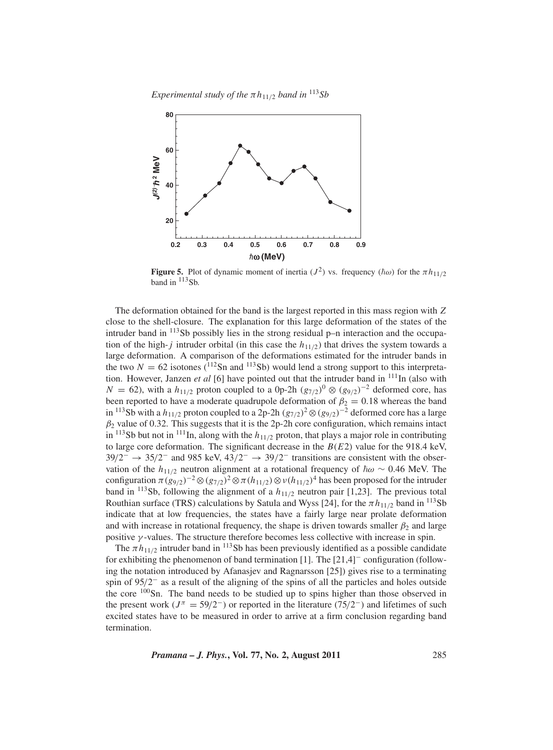**Figure 5.** Plot of dynamic moment of inertia ($J^2$) vs. frequency ($\hbar\omega$) for the $\pi h_{11/2}$ band in $^{113}$Sb.

The deformation obtained for the band is the largest reported in this mass region with $Z$ close to the shell-closure. The explanation for this large deformation of the states of the intruder band in $^{113}$Sb possibly lies in the strong residual p–n interaction and the occupation of the high-$j$ intruder orbital (in this case the $h_{11/2}$) that drives the system towards a large deformation. A comparison of the deformations estimated for the intruder bands in the two $N = 62$ isotones ($^{112}$Sn and $^{113}$Sb) would lend a strong support to this interpretation. However, Janzen *et al* [6] have pointed out that the intruder band in $^{111}$In (also with $N = 62$), with a $h_{11/2}$ proton coupled to a 0p-2h $(g_{7/2})^0 \otimes (g_{9/2})^{-2}$ deformed core, has been reported to have a moderate quadrupole deformation of $\beta_2 = 0.18$ whereas the band in $^{113}$Sb with a $h_{11/2}$ proton coupled to a 2p-2h $(g_{7/2})^2 \otimes (g_{9/2})^{-2}$ deformed core has a large $\beta_2$ value of 0.32. This suggests that it is the 2p-2h core configuration, which remains intact in $^{113}$Sb but not in $^{111}$In, along with the $h_{11/2}$ proton, that plays a major role in contributing to large core deformation. The significant decrease in the $B(E2)$ value for the 918.4 keV, $39/2^- \rightarrow 35/2^-$ and 985 keV, $43/2^- \rightarrow 39/2^-$ transitions are consistent with the observation of the $h_{11/2}$ neutron alignment at a rotational frequency of $\hbar\omega \sim 0.46$ MeV. The configuration $\pi(g_{9/2})^{-2} \otimes (g_{7/2})^2 \otimes \pi(h_{11/2}) \otimes \nu(h_{11/2})^4$ has been proposed for the intruder band in $^{113}$Sb, following the alignment of a $h_{11/2}$ neutron pair [1,23]. The previous total Routhian surface (TRS) calculations by Satula and Wyss [24], for the $\pi h_{11/2}$ band in $^{113}$Sb indicate that at low frequencies, the states have a fairly large near prolate deformation and with increase in rotational frequency, the shape is driven towards smaller $\beta_2$ and large positive $\gamma$-values. The structure therefore becomes less collective with increase in spin.

The $\pi h_{11/2}$ intruder band in $^{113}$Sb has been previously identified as a possible candidate for exhibiting the phenomenon of band termination [1]. The $[21,4]^-$ configuration (following the notation introduced by Afanasjev and Ragnarsson [25]) gives rise to a terminating spin of $95/2^-$ as a result of the aligning of the spins of all the particles and holes outside the core $^{100}$Sn. The band needs to be studied up to spins higher than those observed in the present work ($J^\pi = 59/2^-$) or reported in the literature ($75/2^-$) and lifetimes of such excited states have to be measured in order to arrive at a firm conclusion regarding band termination.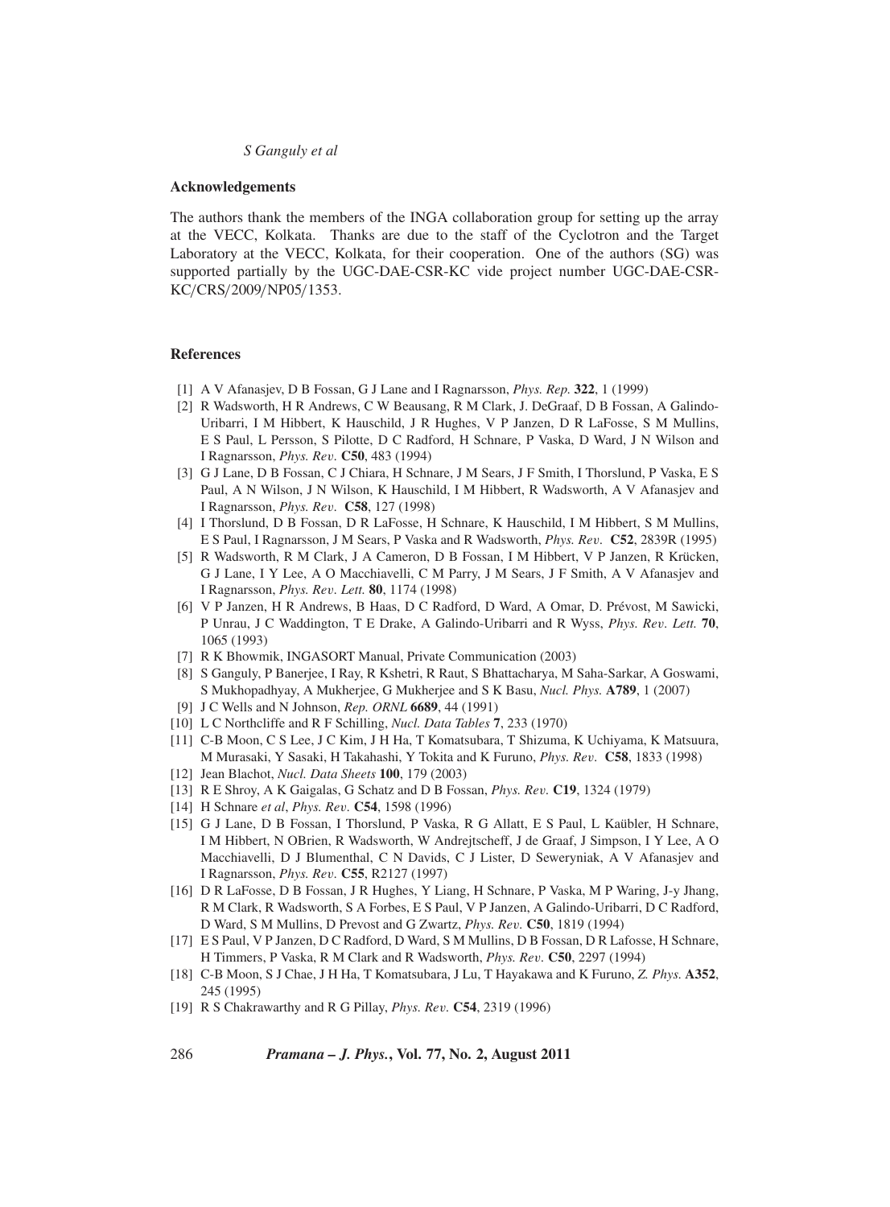## Acknowledgements

The authors thank the members of the INGA collaboration group for setting up the array at the VECC, Kolkata. Thanks are due to the staff of the Cyclotron and the Target Laboratory at the VECC, Kolkata, for their cooperation. One of the authors (SG) was supported partially by the UGC-DAE-CSR-KC vide project number UGC-DAE-CSR-KC/CRS/2009/NP05/1353.

## References

[1] A V Afanasjev, D B Fossan, G J Lane and I Ragnarsson, *Phys. Rep.* **322**, 1 (1999)

[2] R Wadsworth, H R Andrews, C W Beausang, R M Clark, J. DeGraaf, D B Fossan, A Galindo-Uribarri, I M Hibbert, K Hauschild, J R Hughes, V P Janzen, D R LaFosse, S M Mullins, E S Paul, L Persson, S Pilotte, D C Radford, H Schnare, P Vaska, D Ward, J N Wilson and I Ragnarsson, *Phys. Rev.* **C50**, 483 (1994)

[3] G J Lane, D B Fossan, C J Chiara, H Schnare, J M Sears, J F Smith, I Thorslund, P Vaska, E S Paul, A N Wilson, J N Wilson, K Hauschild, I M Hibbert, R Wadsworth, A V Afanasjev and I Ragnarsson, *Phys. Rev.* **C58**, 127 (1998)

[4] I Thorslund, D B Fossan, D R LaFosse, H Schnare, K Hauschild, I M Hibbert, S M Mullins, E S Paul, I Ragnarsson, J M Sears, P Vaska and R Wadsworth, *Phys. Rev.* **C52**, 2839R (1995)

[5] R Wadsworth, R M Clark, J A Cameron, D B Fossan, I M Hibbert, V P Janzen, R Krücken, G J Lane, I Y Lee, A O Macchiavelli, C M Parry, J M Sears, J F Smith, A V Afanasjev and I Ragnarsson, *Phys. Rev. Lett.* **80**, 1174 (1998)

[6] V P Janzen, H R Andrews, B Haas, D C Radford, D Ward, A Omar, D. Prévost, M Sawicki, P Unrau, J C Waddington, T E Drake, A Galindo-Uribarri and R Wyss, *Phys. Rev. Lett.* **70**, 1065 (1993)

[7] R K Bhowmik, INGASORT Manual, Private Communication (2003)

[8] S Ganguly, P Banerjee, I Ray, R Kshetri, R Raut, S Bhattacharya, M Saha-Sarkar, A Goswami, S Mukhopadhyay, A Mukherjee, G Mukherjee and S K Basu, *Nucl. Phys.* **A789**, 1 (2007)

[9] J C Wells and N Johnson, *Rep. ORNL* **6689**, 44 (1991)

[10] L C Northcliffe and R F Schilling, *Nucl. Data Tables* **7**, 233 (1970)

[11] C-B Moon, C S Lee, J C Kim, J H Ha, T Komatsubara, T Shizuma, K Uchiyama, K Matsuura, M Murasaki, Y Sasaki, H Takahashi, Y Tokita and K Furuno, *Phys. Rev.* **C58**, 1833 (1998)

[12] Jean Blachot, *Nucl. Data Sheets* **100**, 179 (2003)

[13] R E Shroy, A K Gaigalas, G Schatz and D B Fossan, *Phys. Rev.* **C19**, 1324 (1979)

[14] H Schnare *et al*, *Phys. Rev.* **C54**, 1598 (1996)

[15] G J Lane, D B Fossan, I Thorslund, P Vaska, R G Allatt, E S Paul, L Kaübler, H Schnare, I M Hibbert, N OBrien, R Wadsworth, W Andrejtscheff, J de Graaf, J Simpson, I Y Lee, A O Macchiavelli, D J Blumenthal, C N Davids, C J Lister, D Seweryniak, A V Afanasjev and I Ragnarsson, *Phys. Rev.* **C55**, R2127 (1997)

[16] D R LaFosse, D B Fossan, J R Hughes, Y Liang, H Schnare, P Vaska, M P Waring, J-y Jhang, R M Clark, R Wadsworth, S A Forbes, E S Paul, V P Janzen, A Galindo-Uribarri, D C Radford, D Ward, S M Mullins, D Prevost and G Zwartz, *Phys. Rev.* **C50**, 1819 (1994)

[17] E S Paul, V P Janzen, D C Radford, D Ward, S M Mullins, D B Fossan, D R Lafosse, H Schnare, H Timmers, P Vaska, R M Clark and R Wadsworth, *Phys. Rev.* **C50**, 2297 (1994)

[18] C-B Moon, S J Chae, J H Ha, T Komatsubara, J Lu, T Hayakawa and K Furuno, *Z. Phys.* **A352**, 245 (1995)

[19] R S Chakrawarthy and R G Pillay, *Phys. Rev.* **C54**, 2319 (1996)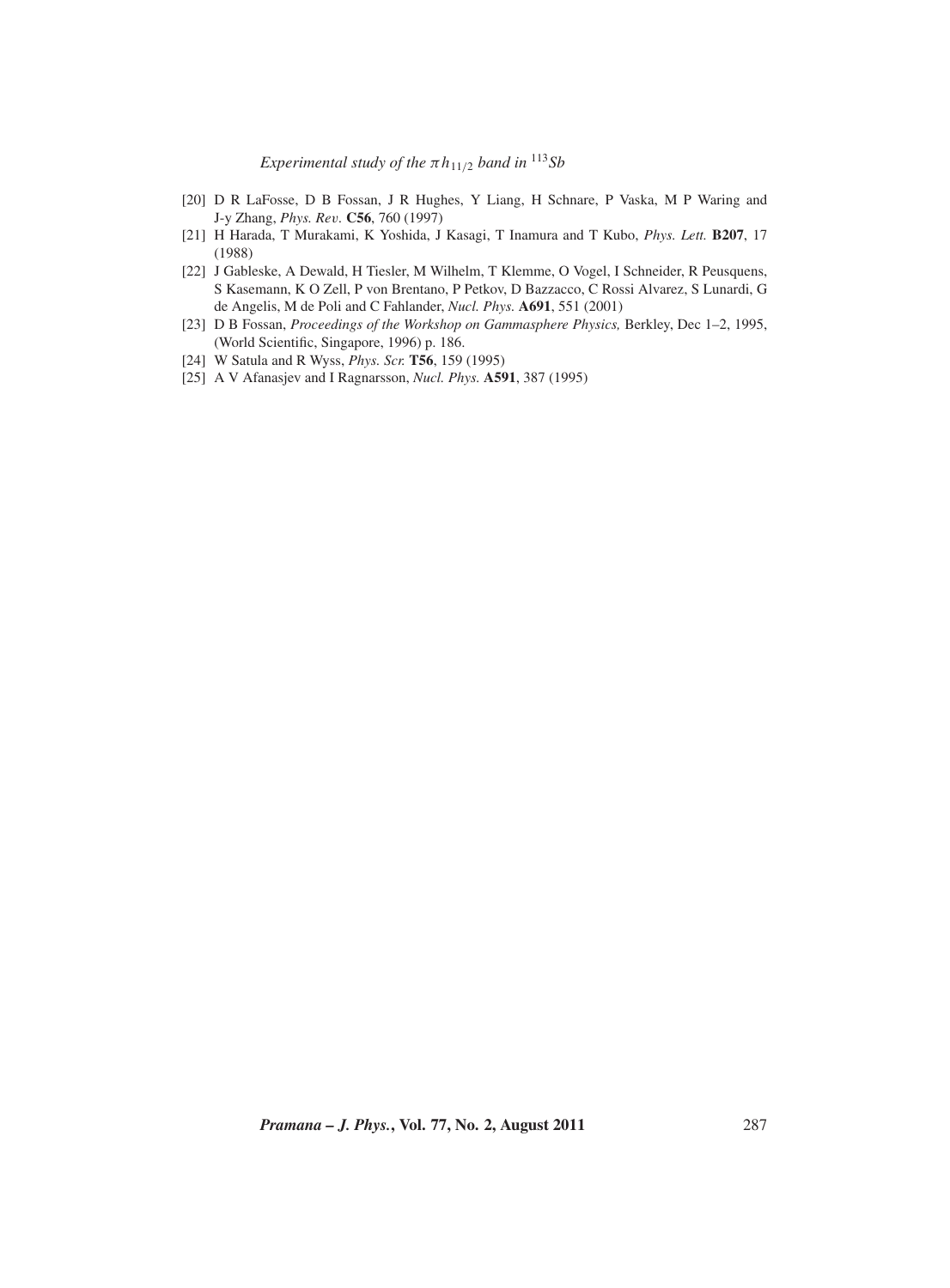[20] D R LaFosse, D B Fossan, J R Hughes, Y Liang, H Schnare, P Vaska, M P Waring and J-y Zhang, *Phys. Rev.* **C56**, 760 (1997)

[21] H Harada, T Murakami, K Yoshida, J Kasagi, T Inamura and T Kubo, *Phys. Lett.* **B207**, 17 (1988)

[22] J Gableske, A Dewald, H Tiesler, M Wilhelm, T Klemme, O Vogel, I Schneider, R Peusquens, S Kasemann, K O Zell, P von Brentano, P Petkov, D Bazzacco, C Rossi Alvarez, S Lunardi, G de Angelis, M de Poli and C Fahlander, *Nucl. Phys.* **A691**, 551 (2001)

[23] D B Fossan, *Proceedings of the Workshop on Gammasphere Physics,* Berkley, Dec 1–2, 1995, (World Scientific, Singapore, 1996) p. 186.

[24] W Satula and R Wyss, *Phys. Scr.* **T56**, 159 (1995)

[25] A V Afanasjev and I Ragnarsson, *Nucl. Phys.* **A591**, 387 (1995)